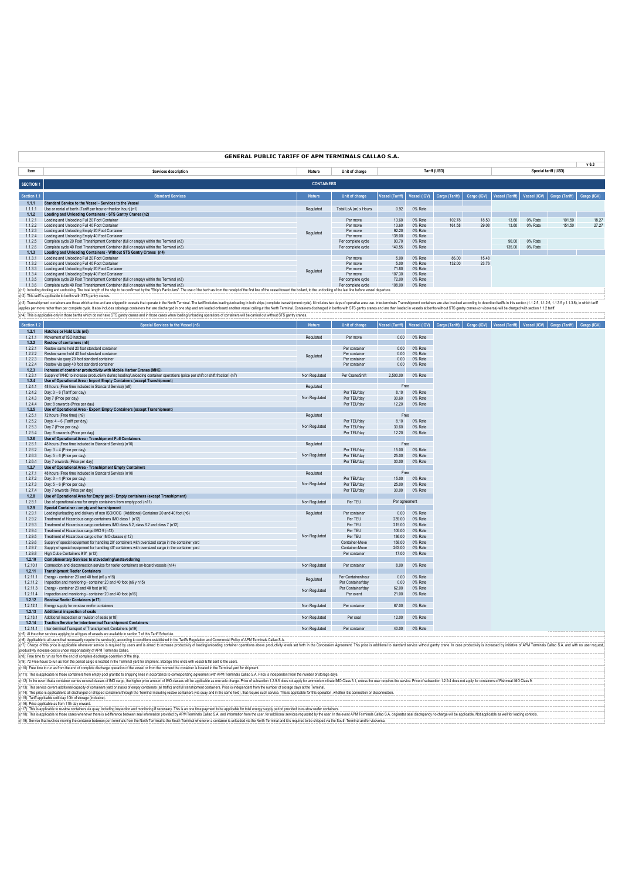# GENERAL PUBLIC TARIFF OF APM TERMINALS CALLAO S.A.

v 6.3

| Item | Services description | Nature | Unit of charge | Tariff (USD) | | | | Special tariff (USD) | | | |
|---|---|---|---|---|---|---|---|---|---|---|---|
| **SECTION 1** | **CONTAINERS** | | | | | | | | | | |
| **Section 1.1** | **Standard Services** | **Nature** | **Unit of charge** | **Vessel (Tariff)** | **Vessel (IGV)** | **Cargo (Tariff)** | **Cargo (IGV)** | **Vessel (Tariff)** | **Vessel (IGV)** | **Cargo (Tariff)** | **Cargo (IGV)** |
| **1.1.1** | **Standard Service to the Vessel - Services to the Vessel** | | | | | | | | | | |
| 1.1.1.1 | Use or rental of berth (Tariff per hour or fraction hour) (n1) | Regulated | Total LoA (m) x Hours | 0.92 | 0% Rate | | | | | | |
| **1.1.2** | **Loading and Unloading Containers - STS Gantry Cranes (n2)** | | | | | | | | | | |
| 1.1.2.1 | Loading and Unloading Full 20 Foot Container | Regulated | Per move | 13.60 | 0% Rate | 102.78 | 18.50 | 13.60 | 0% Rate | 101.50 | 18.27 |
| 1.1.2.2 | Loading and Unloading Full 40 Foot Container | | Per move | 13.60 | 0% Rate | 161.58 | 29.08 | 13.60 | 0% Rate | 151.50 | 27.27 |
| 1.1.2.3 | Loading and Unloading Empty 20 Foot Container | | Per move | 92.20 | 0% Rate | | | | | | |
| 1.1.2.4 | Loading and Unloading Empty 40 Foot Container | | Per move | 138.00 | 0% Rate | | | | | | |
| 1.1.2.5 | Complete cycle 20 Foot Transhipment Container (full or empty) within the Terminal (n3) | | Per complete cycle | 93.70 | 0% Rate | | | 90.00 | 0% Rate | | |
| 1.1.2.6 | Complete cycle 40 Foot Transhipment Container (full or empty) within the Terminal (n3) | | Per complete cycle | 140.55 | 0% Rate | | | 135.00 | 0% Rate | | |
| **1.1.3** | **Loading and Unloading Containers - Without STS Gantry Cranes (n4)** | | | | | | | | | | |
| 1.1.3.1 | Loading and Unloading Full 20 Foot Container | Regulated | Per move | 5.00 | 0% Rate | 86.00 | 15.48 | | | | |
| 1.1.3.2 | Loading and Unloading Full 40 Foot Container | | Per move | 5.00 | 0% Rate | 132.00 | 23.76 | | | | |
| 1.1.3.3 | Loading and Unloading Empty 20 Foot Container | | Per move | 71.80 | 0% Rate | | | | | | |
| 1.1.3.4 | Loading and Unloading Empty 40 Foot Container | | Per move | 107.30 | 0% Rate | | | | | | |
| 1.1.3.5 | Complete cycle 20 Foot Transhipment Container (full or empty) within the Terminal (n3) | | Per complete cycle | 72.00 | 0% Rate | | | | | | |
| 1.1.3.6 | Complete cycle 40 Foot Transhipment Container (full or empty) within the Terminal (n3) | | Per complete cycle | 108.00 | 0% Rate | | | | | | |

(n1): Including docking and undocking. The total length of the ship to be confirmed by the "Ship's Particulars". The use of the berth as from the receipt of the first line of the vessel toward the bollard, to the undocking of the last line before vessel departure.

(n2): This tariff is applicable to berths with STS gantry cranes.

(n3): Transhipment containers are those which arrive and are shipped in vessels that operate in the North Terminal. The tariff includes loading/unloading in both ships (complete transhipment cycle). It includes two days of operative area use. Inter-terminals Transhipment containers are also invoiced according to described tariffs in this section (1.1.2.5, 1.1.2.6, 1.1.3.5 y 1.1.3.6), in which tariff applies per move rather than per complete cycle. It also includes cabotage containers that are discharged in one ship and are loaded onboard another vessel calling at the North Terminal. Containers discharged in berths with STS gantry cranes and are then loaded in vessels at berths without STS gantry cranes (or viceversa) will be charged with section 1.1.2 tariff.

(n4): This is applicable only in those berths which do not have STS gantry cranes and in those cases when loading/unloading operations of containers will be carried out without STS gantry cranes.

| Section 1.2 | Special Services to the Vessel (n5) | Nature | Unit of charge | Vessel (Tariff) | Vessel (IGV) | Cargo (Tariff) | Cargo (IGV) | Vessel (Tariff) | Vessel (IGV) | Cargo (Tariff) | Cargo (IGV) |
|---|---|---|---|---|---|---|---|---|---|---|---|
| **1.2.1** | **Hatches or Hold Lids (n6)** | | | | | | | | | | |
| 1.2.1.1 | Movement of ISO hatches | Regulated | Per move | 0.00 | 0% Rate | | | | | | |
| **1.2.2** | **Restow of containers (n6)** | | | | | | | | | | |
| 1.2.2.1 | Restow same hold 20 foot standard container | Regulated | Per container | 0.00 | 0% Rate | | | | | | |
| 1.2.2.2 | Restow same hold 40 foot standard container | | Per container | 0.00 | 0% Rate | | | | | | |
| 1.2.2.3 | Restow via quay 20 foot standard container | | Per container | 0.00 | 0% Rate | | | | | | |
| 1.2.2.4 | Restow via quay 40 foot standard container | | Per container | 0.00 | 0% Rate | | | | | | |
| **1.2.3** | **Increase of container productivity with Mobile Harbor Cranes (MHC)** | | | | | | | | | | |
| 1.2.3.1 | Supply of MHC to increase productivity during loading/unloading container operations (price per shift or shift fraction) (n7) | Non Regulated | Per Crane/Shift | 2,500.00 | 0% Rate | | | | | | |
| **1.2.4** | **Use of Operational Area - Import Empty Containers (except Transhipment)** | | | | | | | | | | |
| 1.2.4.1 | 48 hours (Free time included in Standard Service) (n8) | Regulated | | Free | | | | | | | |
| 1.2.4.2 | Day: 3 – 6 (Tariff per day) | Non Regulated | Per TEU/day | 8.10 | 0% Rate | | | | | | |
| 1.2.4.3 | Day 7 (Price per day) | | Per TEU/day | 30.60 | 0% Rate | | | | | | |
| 1.2.4.4 | Day: 8 onwards (Price per day) | | Per TEU/day | 12.20 | 0% Rate | | | | | | |
| **1.2.5** | **Use of Operational Area - Export Empty Containers (except Transhipment)** | | | | | | | | | | |
| 1.2.5.1 | 72 hours (Free time) (n9) | Regulated | | Free | | | | | | | |
| 1.2.5.2 | Days: 4 – 6 (Tariff per day) | Non Regulated | Per TEU/day | 8.10 | 0% Rate | | | | | | |
| 1.2.5.3 | Day 7 (Price per day) | | Per TEU/day | 30.60 | 0% Rate | | | | | | |
| 1.2.5.4 | Day: 8 onwards (Price per day) | | Per TEU/day | 12.20 | 0% Rate | | | | | | |
| **1.2.6** | **Use of Operational Area - Transhipment Full Containers** | | | | | | | | | | |
| 1.2.6.1 | 48 hours (Free time included in Standard Service) (n10) | Regulated | | Free | | | | | | | |
| 1.2.6.2 | Day: 3 – 4 (Price per day) | Non Regulated | Per TEU/day | 15.00 | 0% Rate | | | | | | |
| 1.2.6.3 | Day: 5 – 6 (Price per day) | | Per TEU/day | 25.00 | 0% Rate | | | | | | |
| 1.2.6.4 | Day 7 onwards (Price per day) | | Per TEU/day | 30.00 | 0% Rate | | | | | | |
| **1.2.7** | **Use of Operational Area - Transhipment Empty Containers** | | | | | | | | | | |
| 1.2.7.1 | 48 hours (Free time included in Standard Service) (n10) | Regulated | | Free | | | | | | | |
| 1.2.7.2 | Day: 3 – 4 (Price per day) | Non Regulated | Per TEU/day | 15.00 | 0% Rate | | | | | | |
| 1.2.7.3 | Day: 5 – 6 (Price per day) | | Per TEU/day | 25.00 | 0% Rate | | | | | | |
| 1.2.7.4 | Day 7 onwards (Price per day) | | Per TEU/day | 30.00 | 0% Rate | | | | | | |
| **1.2.8** | **Use of Operational Area for Empty pool - Empty containers (except Transhipment)** | | | | | | | | | | |
| 1.2.8.1 | Use of operational area for empty containers from empty pool (n11) | Non Regulated | Per TEU | Per agreement | | | | | | | |
| **1.2.9** | **Special Container - empty and transhipment** | | | | | | | | | | |
| 1.2.9.1 | Loading/unloading and delivery of non ISO/OOG (Additional) Container 20 and 40 foot (n6) | Regulated | Per container | 0.00 | 0% Rate | | | | | | |
| 1.2.9.2 | Treatment of Hazardous cargo containers IMO class 1 (n12) | Non Regulated | Per TEU | 239.00 | 0% Rate | | | | | | |
| 1.2.9.3 | Treatment of Hazardous cargo containers IMO class 5.2, class 6.2 and class 7 (n12) | | Per TEU | 215.00 | 0% Rate | | | | | | |
| 1.2.9.4 | Treatment of Hazardous cargo IMO 9 (n12) | | Per TEU | 105.00 | 0% Rate | | | | | | |
| 1.2.9.5 | Treatment of Hazardous cargo other IMO classes (n12) | | Per TEU | 136.00 | 0% Rate | | | | | | |
| 1.2.9.6 | Supply of special equipment for handling 20' containers with oversized cargo in the container yard | | Container-Move | 158.00 | 0% Rate | | | | | | |
| 1.2.9.7 | Supply of special equipment for handling 40' containers with oversized cargo in the container yard | | Container-Move | 263.00 | 0% Rate | | | | | | |
| 1.2.9.8 | High Cube Containers 9'6" (n13) | | Per container | 17.00 | 0% Rate | | | | | | |
| **1.2.10** | **Complementary Services to stevedoring/unstevedoring** | | | | | | | | | | |
| 1.2.10.1 | Connection and disconnection service for reefer containers on-board vessels (n14) | Non Regulated | Per container | 8.00 | 0% Rate | | | | | | |
| **1.2.11** | **Transhipment Reefer Containers** | | | | | | | | | | |
| 1.2.11.1 | Energy - container 20 and 40 foot (n6 y n15) | Regulated | Per Container/hour | 0.00 | 0% Rate | | | | | | |
| 1.2.11.2 | Inspection and monitoring - container 20 and 40 foot (n6 y n15) | | Per Container/day | 0.00 | 0% Rate | | | | | | |
| 1.2.11.3 | Energy - container 20 and 40 foot (n16) | Non Regulated | Per Container/day | 62.00 | 0% Rate | | | | | | |
| 1.2.11.4 | Inspection and monitoring - container 20 and 40 foot (n16) | | Per event | 21.00 | 0% Rate | | | | | | |
| **1.2.12** | **Re-stow Reefer Containers (n17)** | | | | | | | | | | |
| 1.2.12.1 | Energy supply for re-stow reefer containers | Non Regulated | Per container | 67.00 | 0% Rate | | | | | | |
| **1.2.13** | **Additional inspection of seals** | | | | | | | | | | |
| 1.2.13.1 | Additional inspection or revision of seals (n18) | Non Regulated | Per seal | 12.00 | 0% Rate | | | | | | |
| **1.2.14** | **Traction Service for Inter-terminal Transhipment Containers** | | | | | | | | | | |
| 1.2.14.1 | Inter-terminal Transport of Transhipment Containers (n19) | Non Regulated | Per container | 40.00 | 0% Rate | | | | | | |

(n5): At the other services applying to all types of vessels are available in section 7 of this Tariff Schedule.

(n6): Applicable to all users that necessarily require the service(s), according to conditions established in the Tariffs Regulation and Commercial Policy of APM Terminals Callao S.A.

(n7): Charge of this price is applicable whenever service is required by users and is aimed to increase productivity of loading/unloading container operations above productivity levels set forth in the Concession Agreement. This price is additional to standard service without gantry crane. In case productivity is increased by initiative of APM Terminals Callao S.A. and with no user request, productivity increase cost is under responsability of APM Terminals Callao.

(n8): Free time to run as from the end of complete discharge operation of the ship.

(n9): 72 Free hours to run as from the period cargo is located in the Terminal yard for shipment. Storage time ends with vessel ETB sent to the users.

(n10): Free time to run as from the end of complete discharge operation of the vessel or from the moment the container is located in the Terminal yard for shipment.

(n11): This is applicable to those containers from empty pool granted to shipping lines in accordance to corresponding agreement with APM Terminals Callao S.A. Price is independent from the number of storage days.

(n12): In the event that a container carries several classes of IMO cargo, the higher price amount of IMO classes will be applicable as one sole charge. Price of subsection 1.2.9.5 does not apply for ammonium nitrate IMO Class 5.1, unless the user requires the service. Price of subsection 1.2.9.4 does not apply for containers of Fishmeal IMO Class 9.

(n13): This service covers additional capacity of containers yard or stacks of empty containers (all traffic) and full transhipment containers. Price is independant from the number of storage days at the Terminal.

(n14): This price is applicable to all discharged or shipped containers through the Terminal including restow containers (via quay and in the same hold), that require such service. This is applicable for this operation, whether it is connection or disconnection.

(n15): Tariff applicable until day 10th of storage (inclusive).

(n16): Price applicable as from 11th day onward.

(n17): This is applicable to re-stow containers via quay, including inspection and monitoring if necessary. This is an one time payment to be applicable for total energy supply period provided to re-stow reefer containers.

(n18): This is applicable to those cases whenever there is a difference between seal information provided by APM Terminals Callao S.A. and information from the user, for additional services requested by the user. In the event APM Terminals Callao S.A. originates seal discrepancy no charge will be applicable. Not applicable as well for loading controls.

(n19): Service that involves moving the container between port terminals from the North Terminal to the South Terminal whenever a container is unloaded via the North Terminal and it is required to be shipped via the South Terminal and/or viceversa.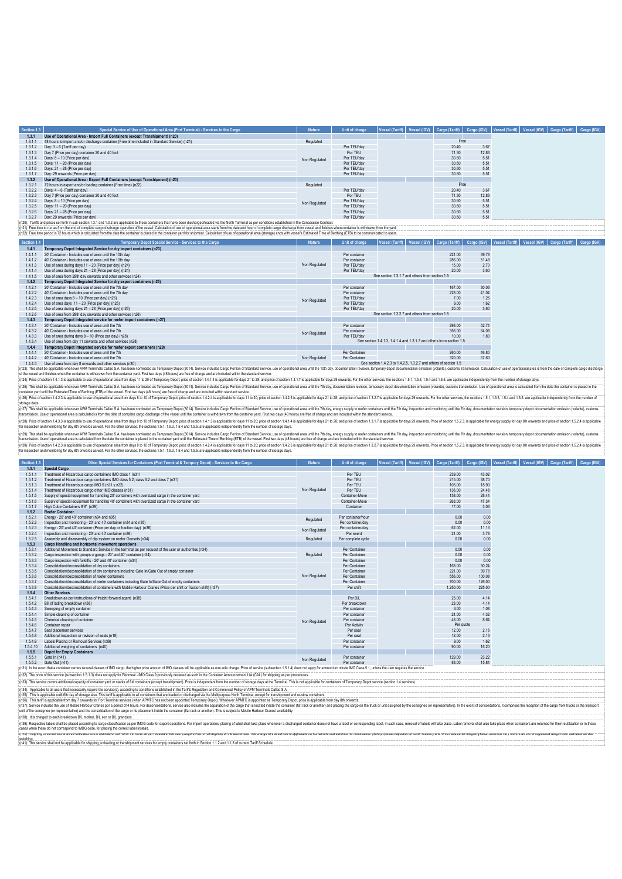| Section 1.3 | Special Service of Use of Operational Area (Port Terminal) - Services to the Cargo | Nature | Unit of charge | Vessel (Tariff) | Vessel (IGV) | Cargo (Tariff) | Cargo (IGV) | Vessel (Tariff) | Vessel (IGV) | Cargo (Tariff) | Cargo (IGV) |
|---|---|---|---|---|---|---|---|---|---|---|---|
| 1.3.1 | Use of Operational Area - Import Full Containers (except Transhipment) (n20) | | | | | | | | | | |
| 1.3.1.1 | 48 hours to import and/or discharge container (Free time included in Standard Service) (n21) | Regulated | | | | Free | | | | | |
| 1.3.1.2 | Days: 3 – 6 (Tariff per day) | Non Regulated | Per TEU/day | | | 20.40 | 3.67 | | | | |
| 1.3.1.3 | Day 7 (Price per day) container 20 and 40 foot | | Por TEU | | | 71.30 | 12.83 | | | | |
| 1.3.1.4 | Days: 8 – 10 (Price per day) | | Per TEU/day | | | 30.60 | 5.51 | | | | |
| 1.3.1.5 | Days: 11 – 20 (Price per day) | | Per TEU/day | | | 30.60 | 5.51 | | | | |
| 1.3.1.6 | Days: 21 – 28 (Price per day) | | Per TEU/day | | | 30.60 | 5.51 | | | | |
| 1.3.1.7 | Day: 29 onwards (Price per day) | | Per TEU/day | | | 30.60 | 5.51 | | | | |
| 1.3.2 | Use of Operational Area - Export Full Containers (except Transhipment) (n20) | | | | | | | | | | |
| 1.3.2.1 | 72 hours to export and/or loading container (Free time) (n22) | Regulated | | | | Free | | | | | |
| 1.3.2.2 | Days: 4 – 6 (Tariff per day) | Non Regulated | Per TEU/day | | | 20.40 | 3.67 | | | | |
| 1.3.2.3 | Day 7 (Price per day) container 20 and 40 foot | | Por TEU | | | 71.30 | 12.83 | | | | |
| 1.3.2.4 | Days: 8 – 10 (Price per day) | | Per TEU/day | | | 30.60 | 5.51 | | | | |
| 1.3.2.5 | Days: 11 – 20 (Price per day) | | Per TEU/day | | | 30.60 | 5.51 | | | | |
| 1.3.2.6 | Days: 21 – 28 (Price per day) | | Per TEU/day | | | 30.60 | 5.51 | | | | |
| 1.3.2.7 | Day: 29 onwards (Price per day) | | Per TEU/day | | | 30.60 | 5.51 | | | | |

(n20): Tariffs and prices set forth in sub-section 1.3.1 and 1.3.2 are applicable to those containers that have been discharged/loaded via the North Terminal as per conditions established in the Concession Contract.
(n21): Free time to run as from the end of complete cargo discharge operation of the vessel. Calculation of use of operational area starts from the date and hour of complete cargo discharge from vessel and finishes when container is withdrawn from the yard.
(n22): Free time period is 72 hours which is calculated from the date the container is placed in the container yard for shipment. Calculation of use of operational area (storage) ends with vessel's Estimated Time of Berthing (ETB) to be communicated to users.

| Section 1.4 | Temporary Depot Special Service - Services to the Cargo | Nature | Unit of charge | Vessel (Tariff) | Vessel (IGV) | Cargo (Tariff) | Cargo (IGV) | Vessel (Tariff) | Vessel (IGV) | Cargo (Tariff) | Cargo (IGV) |
|---|---|---|---|---|---|---|---|---|---|---|---|
| 1.4.1 | Temporary Depot Integrated Service for dry import containers (n23) | | | | | | | | | | |
| 1.4.1.1 | 20' Container - Includes use of area until the 10th day | Non Regulated | Per container | | | 221.00 | 39.78 | | | | |
| 1.4.1.2 | 40' Container - Includes use of area until the 10th day | | Per container | | | 286.00 | 51.48 | | | | |
| 1.4.1.3 | Use of area during days 11 – 20 (Price per day) (n24) | | Per TEU/day | | | 15.00 | 2.70 | | | | |
| 1.4.1.4 | Use of area during days 21 – 28 (Price per day) (n24) | | Per TEU/day | | | 20.00 | 3.60 | | | | |
| 1.4.1.5 | Use of area from 29th day onwards and other services (n24) | | | See section 1.3.1.7 and others from section 1.5 | | | | | | | |
| 1.4.2 | Temporary Depot Integrated Service for dry export containers (n25) | | | | | | | | | | |
| 1.4.2.1 | 20' Container - Includes use of area until the 7th day | Non Regulated | Per container | | | 167.00 | 30.06 | | | | |
| 1.4.2.2 | 40' Container - Includes use of area until the 7th day | | Per container | | | 228.00 | 41.04 | | | | |
| 1.4.2.3 | Use of area days 8 – 10 (Price per day) (n26) | | Per TEU/day | | | 7.00 | 1.26 | | | | |
| 1.4.2.4 | Use of area days 11 – 20 (Price per day) (n26) | | Per TEU/day | | | 9.00 | 1.62 | | | | |
| 1.4.2.5 | Use of area during days 21 – 28 (Price per day) (n26) | | Per TEU/day | | | 20.00 | 3.60 | | | | |
| 1.4.2.6 | Use of area from 29th day onwards and other services (n26) | | | See section 1.3.2.7 and others from section 1.5 | | | | | | | |
| 1.4.3 | Temporary Depot integrated service for reefer import containers (n27) | | | | | | | | | | |
| 1.4.3.1 | 20' Container - Includes use of area until the 7th | Non Regulated | Per container | | | 293.00 | 52.74 | | | | |
| 1.4.3.2 | 40' Container - Includes use of area until the 7th | | Per container | | | 356.00 | 64.08 | | | | |
| 1.4.3.3 | Use of area during days 8 – 10 (Price per day) (n28) | | Per TEU/day | | | 10.00 | 1.80 | | | | |
| 1.4.3.4 | Use of area from day 11 onwards and other services (n28) | | | See section 1.4.1.3, 1.4.1.4 and 1.3.1.7 and others from section 1.5 | | | | | | | |
| 1.4.4 | Temporary Depot integrated service for reefer export containers (n29) | | | | | | | | | | |
| 1.4.4.1 | 20' Container - Includes use of area until the 7th | Non Regulated | Per Container | | | 260.00 | 46.80 | | | | |
| 1.4.4.2 | 40' Container - Includes use of area until the 7th | | Per Container | | | 320.00 | 57.60 | | | | |
| 1.4.4.3 | Use of area from day 8 onwards and other services (n30) | | | See section 1.4.2.3 to 1.4.2.5, 1.3.2.7 and others of section 1.5 | | | | | | | |

(n23): This shall be applicable whenever APM Terminals Callao S.A. has been nominated as Temporary Depot (3014). Service includes Cargo Portion of Standard Service, use of operational area until the 10th day, documentation revision, temporary depot documentation emission (volante), customs transmission. Calculation of use of operational area is from the date of complete cargo discharge of the vessel and finishes when the container is withdrawn from the container yard. First two days (48 hours) are free of charge and are included within the standard service.
(n24): Price of section 1.4.1.3 is applicable to use of operational area from days 11 to 20 of Temporary Depot; price of section 1.4.1.4 is applicable for days 21 to 28; and price of section 1.3.1.7 is applicable for days 29 onwards. For the other services, the sections 1.5.1, 1.5.3, 1.5.4 and 1.5.5. are applicable independently from the number of storage days.
(n25): This shall be applicable whenever APM Terminals Callao S.A. has been nominated as Temporary Depot (3014). Service includes Cargo Portion of Standard Service, use of operational area until the 7th day, documentation revision, temporary depot documentation emission (volante), customs transmission. Use of operational area is calculated from the date the container is placed in the container yard until the Estimated Time of Berthing (ETB) of the vessel. First two days (48 hours) are free of charge and are included within standard service.
(n26): Price of section 1.4.2.3 is applicable to use of operational area from days 8 to 10 of Temporary Depot; price of section 1.4.2.4 is applicable for days 11 to 20; price of section 1.4.2.5 is applicable for days 21 to 28; and price of section 1.3.2.7 is applicable for days 29 onwards. For the other services, the sections 1.5.1, 1.5.3, 1.5.4 and 1.5.5. are applicable independently from the number of storage days.
(n27): This shall be applicable whenever APM Terminals Callao S.A. has been nominated as Temporary Depot (3014). Service includes Cargo Portion of Standard Service, use of operational area until the 7th day, energy supply to reefer containers until the 7th day, inspection and monitoring until the 7th day, documentation revision, temporary depot documentation emission (volante), customs transmission. Use of operational area is calculated is from the date of complete cargo discharge of the vessel until the container is withdrawn from the container yard. First two days (48 hours) are free of charge and are included within the standard service.
(n28): Price of section 1.4.3.3 is applicable to use of operational area from days 8 to 10 of Temporary Depot; price of section 1.4.1.3 is applicable for days 11 to 20; price of section 1.4.1.4 is applicable for days 21 to 28; and price of section 1.3.1.7 is applicable for days 29 onwards. Price of section 1.5.2.3. is applicable for energy supply for day 8th onwards and price of section 1.5.2.4 is applicable for inspection and monitoring for day 8th onwards as well. For the other services, the sections 1.5.1, 1.5.3, 1.5.4 and 1.5.5. are applicable independently from the number of storage days.
(n29): This shall be applicable whenever APM Terminals Callao S.A. has been nominated as Temporary Depot (3014). Service includes Cargo Portion of Standard Service, use of operational area until the 7th day, energy supply to reefer containers until the 7th day, inspection and monitoring until the 7th day, documentation revision, temporary depot documentation emission (volante), customs transmission. Use of operational area is calculated from the date the container is placed in the container yard until the Estimated Time of Berthing (ETB) of the vessel. First two days (48 hours) are free of charge and are included within the standard service.
(n30): Price of section 1.4.2.3 is applicable to use of operational area from days 8 to 10 of Temporary Depot; price of section 1.4.2.4 is applicable for days 11 to 20; price of section 1.4.2.5 is applicable for days 21 to 28; and price of section 1.3.2.7 is applicable for days 29 onwards. Price of section 1.5.2.3. is applicable for energy supply for day 8th onwards and price of section 1.5.2.4 is applicable for inspection and monitoring for day 8th onwards as well. For the other services, the sections 1.5.1, 1.5.3, 1.5.4 and 1.5.5. are applicable independently from the number of storage days.

| Section 1.5 | Other Special Services for Containers (Port Terminal & Temporary Depot) - Services to the Cargo | Nature | Unit of charge | Vessel (Tariff) | Vessel (IGV) | Cargo (Tariff) | Cargo (IGV) | Vessel (Tariff) | Vessel (IGV) | Cargo (Tariff) | Cargo (IGV) |
|---|---|---|---|---|---|---|---|---|---|---|---|
| 1.5.1 | Special Cargo | | | | | | | | | | |
| 1.5.1.1 | Treatment of Hazardous cargo containers IMO class 1 (n31) | Non Regulated | Per TEU | | | 239.00 | 43.02 | | | | |
| 1.5.1.2 | Treatment of Hazardous cargo containers IMO class 5.2, class 6.2 and class 7 (n31) | | Per TEU | | | 215.00 | 38.70 | | | | |
| 1.5.1.3 | Treatment of Hazardous cargo IMO 9 (n31 y n32) | | Per TEU | | | 105.00 | 18.90 | | | | |
| 1.5.1.4 | Treatment of Hazardous cargo other IMO classes (n31) | | Per TEU | | | 136.00 | 24.48 | | | | |
| 1.5.1.5 | Supply of special equipment for handling 20' containers with oversized cargo in the container yard | | Container-Move | | | 158.00 | 28.44 | | | | |
| 1.5.1.6 | Supply of special equipment for handling 40' containers with oversized cargo in the container yard | | Container-Move | | | 263.00 | 47.34 | | | | |
| 1.5.1.7 | High Cube Containers 9'6" (n29) | | Container | | | 17.00 | 3.06 | | | | |
| 1.5.2 | Reefer Container | | | | | | | | | | |
| 1.5.2.1 | Energy - 20' and 40' container (n34 and n35) | Regulated | Per container/hour | | | 0.00 | 0.00 | | | | |
| 1.5.2.2 | Inspection and monitoring - 20' and 40' container (n34 and n35) | | Per container/day | | | 0.00 | 0.00 | | | | |
| 1.5.2.3 | Energy - 20' and 40' container (Price per day or fraction day) (n36) | Non Regulated | Per container/day | | | 62.00 | 11.16 | | | | |
| 1.5.2.4 | Inspection and monitoring - 20' and 40' container (n36) | | Per event | | | 21.00 | 3.78 | | | | |
| 1.5.2.5 | Assembly and disassembly of clip system on reefer Gensets (n34) | Regulated | Per complete cycle | | | 0.00 | 0.00 | | | | |
| 1.5.3 | Cargo Handling and horizontal movement operations | | | | | | | | | | |
| 1.5.3.1 | Additional Movement to Standard Service in the terminal as per request of the user or authorities (n34) | Regulated | Per Container | | | 0.00 | 0.00 | | | | |
| 1.5.3.2 | Cargo inspection with groups o gangs - 20' and 40' container (n34) | | Per Container | | | 0.00 | 0.00 | | | | |
| 1.5.3.3 | Cargo inspection with forklifts - 20' and 40' container (n34) | | Per Container | | | 0.00 | 0.00 | | | | |
| 1.5.3.4 | Consolidation/deconsolidation of dry containers | Non Regulated | Per Container | | | 168.00 | 30.24 | | | | |
| 1.5.3.5 | Consolidation/deconsolidation of dry containers including Gate In/Gate Out of empty container | | Per Container | | | 221.00 | 39.78 | | | | |
| 1.5.3.6 | Consolidation/deconsolidation of reefer containers | | Per Container | | | 556.00 | 100.08 | | | | |
| 1.5.3.7 | Consolidation/deconsolidation of reefer containers including Gate In/Gate Out of empty containers | | Per Container | | | 700.00 | 126.00 | | | | |
| 1.5.3.8 | Consolidation/deconsolidation of containers with Mobile Harbour Cranes (Price per shift or fraction shift) (n37) | | Per shift | | | 1,250.00 | 225.00 | | | | |
| 1.5.4 | Other Services | | | | | | | | | | |
| 1.5.4.1 | Breakdown as per instructions of freight forward agent (n38) | Non Regulated | Per B/L | | | 23.00 | 4.14 | | | | |
| 1.5.4.2 | Bill of lading breakdown (n38) | | Per breakdown | | | 23.00 | 4.14 | | | | |
| 1.5.4.3 | Sweeping of empty container | | Per container | | | 6.00 | 1.08 | | | | |
| 1.5.4.4 | Simple cleaning of container | | Per container | | | 24.00 | 4.32 | | | | |
| 1.5.4.5 | Chemical cleaning of container | | Per container | | | 48.00 | 8.64 | | | | |
| 1.5.4.6 | Container repair | | Per Activity | | | Per quote | | | | | |
| 1.5.4.7 | Seal placement services | | Per seal | | | 12.00 | 2.16 | | | | |
| 1.5.4.8 | Additional inspection or revision of seals (n18) | | Per seal | | | 12.00 | 2.16 | | | | |
| 1.5.4.9 | Labels Placing or Removal Services (n39) | | Per container | | | 9.00 | 1.62 | | | | |
| 1.5.4.10 | Additional weighing of containers (n40) | | Per container | | | 90.00 | 16.20 | | | | |
| 1.5.5 | Depot for Empty Containers | | | | | | | | | | |
| 1.5.5.1 | Gate In (n41) | Non Regulated | Per container | | | 129.00 | 23.22 | | | | |
| 1.5.5.2 | Gate Out (n41) | | Per container | | | 88.00 | 15.84 | | | | |

(n31): In the event that a container carries several classes of IMO cargo, the higher price amount of IMO classes will be applicable as one sole charge. Price of service (subsection 1.5.1.4) does not apply for ammonium nitrate IMO Class 5.1, unless the user requires the service.
(n32): The price of this service (subsection 1.5.1.3) does not apply for Fishmeal - IMO Class 9 previously declared as such in the Container Announcement List (CAL) for shipping as per procedures.
(n33): This service covers additional capacity of container yard or stacks of full containers (except transhipment). Price is independent from the number of storage days at the Terminal. This is not applicable for containers of Temporary Depot service (section 1.4 services).
(n34): Applicable to all users that necessarily require the service(s), according to conditions established in the Tariffs Regulation and Commercial Policy of APM Terminals Callao S.A.
(n35): This is applicable until 6th day of storage also. This tariff is applicable to all containers that are loaded or discharged via the Multipurpose North Terminal, except for transhipment and re-stow containers.
(n36): This tariff is applicable from day 7 onwards for Port terminal services (when APMTC has not been appointed Temporary Depot). Whenever APMTC is appointed as Temporary Depot, price is applicable from day 8th onwards.
(n37): Service includes the use of Mobile Harbour Cranes por a period of 4 hours. For deconsolidations, service also includes the separation of the cargo that is located inside the container (flat rack or another) and placing the cargo on the truck or unit assigned by the consignee (or representative). In the event of consolidations, it comprises the reception of the cargo from trucks or the transport unit of the consignee (or representative) and the consolidation of the cargo or its placement inside the container (flat rack or another). This is subject to Mobile Harbour Cranes' availability.
(n38): It is charged to each breakdown B/L mother, B/L son or B/L grandson.
(n39): Respective labels shall be placed according to cargo classification as per IMDG code for export operations. For import operations, placing of label shall take place whenever a discharged container does not have a label or corresponding label, in such case, removal of labels will take place. Label removal shall also take place when containers are returned for their reutilization or in those cases when these do not correspond to IMDG code, for placing the correct label instead.
(n40): Weighing of containers shall be executed at the address of the North Terminal as per request of the user (cargo owner or consignee) or the authorities. The charge of this service is applicable for containers that adhered no modification (from physical inspection or other reason), and which additional weighing result does not vary more than 5% of registered weight from standard service weighing.
(n41): This service shall not be applicable for shipping, unloading or transhipment services for empty containers set forth in Section 1.1.2 and 1.1.3 of current Tariff Schedule.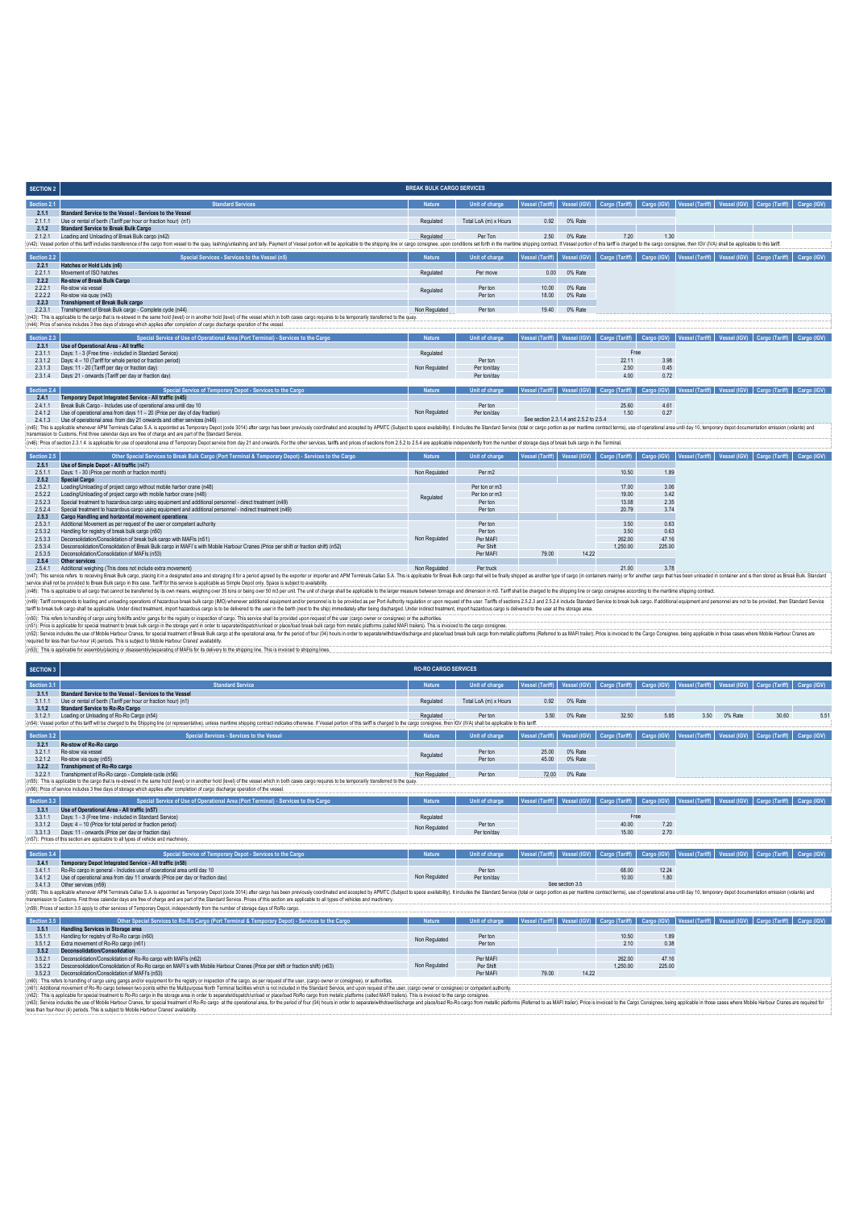## SECTION 2 — BREAK BULK CARGO SERVICES

| Section 2.1 | Standard Services | Nature | Unit of charge | Vessel (Tariff) | Vessel (IGV) | Cargo (Tariff) | Cargo (IGV) | Vessel (Tariff) | Vessel (IGV) | Cargo (Tariff) | Cargo (IGV) |
|---|---|---|---|---|---|---|---|---|---|---|---|
| 2.1.1 | Standard Service to the Vessel - Services to the Vessel | | | | | | | | | | |
| 2.1.1.1 | Use or rental of berth (Tariff per hour or fraction hour) (n1) | Regulated | Total LoA (m) x Hours | 0.92 | 0% Rate | | | | | | |
| 2.1.2 | Standard Service to Break Bulk Cargo | | | | | | | | | | |
| 2.1.2.1 | Loading and Unloading of Break Bulk cargo (n42) | Regulated | Per Ton | 2.50 | 0% Rate | 7.20 | 1.30 | | | | |

(n42): Vessel portion of this tariff includes transference of the cargo from vessel to the quay, lashing/unlashing and tally. Payment of Vessel portion will be applicable to the shipping line or cargo consignee, upon conditions set forth in the maritime shipping contract. If Vessel portion of this tariff is charged to the cargo consignee, then IGV (IVA) shall be applicable to this tariff.

| Section 2.2 | Special Services - Services to the Vessel (n5) | Nature | Unit of charge | Vessel (Tariff) | Vessel (IGV) | Cargo (Tariff) | Cargo (IGV) | Vessel (Tariff) | Vessel (IGV) | Cargo (Tariff) | Cargo (IGV) |
|---|---|---|---|---|---|---|---|---|---|---|---|
| 2.2.1 | Hatches or Hold Lids (n6) | | | | | | | | | | |
| 2.2.1.1 | Movement of ISO hatches | Regulated | Per move | 0.00 | 0% Rate | | | | | | |
| 2.2.2 | Re-stow of Break Bulk Cargo | | | | | | | | | | |
| 2.2.2.1 | Re-stow via vessel | Regulated | Per ton | 10.00 | 0% Rate | | | | | | |
| 2.2.2.2 | Re-stow via quay (n43) | | Per ton | 18.00 | 0% Rate | | | | | | |
| 2.2.3 | Transhipment of Break Bulk cargo | | | | | | | | | | |
| 2.2.3.1 | Transhipment of Break Bulk cargo - Complete cycle (n44) | Non Regulated | Per ton | 19.40 | 0% Rate | | | | | | |

(n43): This is applicable to the cargo that is re-stowed in the same hold (level) or in another hold (level) of the vessel which in both cases cargo requires to be temporarily transferred to the quay.
(n44): Price of service includes 3 free days of storage which applies after completion of cargo discharge operation of the vessel.

| Section 2.3 | Special Service of Use of Operational Area (Port Terminal) - Services to the Cargo | Nature | Unit of charge | Vessel (Tariff) | Vessel (IGV) | Cargo (Tariff) | Cargo (IGV) | Vessel (Tariff) | Vessel (IGV) | Cargo (Tariff) | Cargo (IGV) |
|---|---|---|---|---|---|---|---|---|---|---|---|
| 2.3.1 | Use of Operational Area - All traffic | | | | | | | | | | |
| 2.3.1.1 | Days: 1 - 3 (Free time - included in Standard Service) | Regulated | | | | Free | | | | | |
| 2.3.1.2 | Days: 4 – 10 (Tariff for whole period or fraction period) | | Per ton | | | 22.11 | 3.98 | | | | |
| 2.3.1.3 | Days: 11 - 20 (Tariff per day or fraction day) | Non Regulated | Per ton/day | | | 2.50 | 0.45 | | | | |
| 2.3.1.4 | Days: 21 - onwards (Tariff per day or fraction day) | | Per ton/day | | | 4.00 | 0.72 | | | | |

| Section 2.4 | Special Service of Temporary Depot - Services to the Cargo | Nature | Unit of charge | Vessel (Tariff) | Vessel (IGV) | Cargo (Tariff) | Cargo (IGV) | Vessel (Tariff) | Vessel (IGV) | Cargo (Tariff) | Cargo (IGV) |
|---|---|---|---|---|---|---|---|---|---|---|---|
| 2.4.1 | Temporary Depot Integrated Service - All traffic (n45) | | | | | | | | | | |
| 2.4.1.1 | Break Bulk Cargo - Includes use of operational area until day 10 | | Per ton | | | 25.60 | 4.61 | | | | |
| 2.4.1.2 | Use of operational area from days 11 – 20 (Price per day of day fraction) | Non Regulated | Per ton/day | | | 1.50 | 0.27 | | | | |
| 2.4.1.3 | Use of operational area from day 21 onwards and other services (n46) | | | See section 2.3.1.4 and 2.5.2 to 2.5.4 | | | | | | | |

(n45): This is applicable whenever APM Terminals Callao S.A. is appointed as Temporary Depot (code 3014) after cargo has been previously coordinated and accepted by APMTC (Subject to space availability). It includes the Standard Service (total or cargo portion as per maritime contract terms), use of operational area until day 10, temporary depot documentation emission (volante) and transmission to Customs. First three calendar days are free of charge and are part of the Standard Service.
(n46): Price of section 2.3.1.4. is applicable for use of operational area of Temporary Depot service from day 21 and onwards. For the other services, tariffs and prices of sections from 2.5.2 to 2.5.4 are applicable independently from the number of storage days of break bulk cargo in the Terminal.

| Section 2.5 | Other Special Services to Break Bulk Cargo (Port Terminal & Temporary Depot) - Services to the Cargo | Nature | Unit of charge | Vessel (Tariff) | Vessel (IGV) | Cargo (Tariff) | Cargo (IGV) | Vessel (Tariff) | Vessel (IGV) | Cargo (Tariff) | Cargo (IGV) |
|---|---|---|---|---|---|---|---|---|---|---|---|
| 2.5.1 | Use of Simple Depot - All traffic (n47) | | | | | | | | | | |
| 2.5.1.1 | Days: 1 - 30 (Price per month or fraction month) | Non Regulated | Per m2 | | | 10.50 | 1.89 | | | | |
| 2.5.2 | Special Cargo | | | | | | | | | | |
| 2.5.2.1 | Loading/Unloading of project cargo without mobile harbor crane (n48) | Regulated | Per ton or m3 | | | 17.00 | 3.06 | | | | |
| 2.5.2.2 | Loading/Unloading of project cargo with mobile harbor crane (n48) | | Per ton or m3 | | | 19.00 | 3.42 | | | | |
| 2.5.2.3 | Special treatment to hazardous cargo using equipment and additional personnel - direct treatment (n49) | | Per ton | | | 13.08 | 2.35 | | | | |
| 2.5.2.4 | Special treatment to hazardous cargo using equipment and additional personnel - indirect treatment (n49) | | Per ton | | | 20.79 | 3.74 | | | | |
| 2.5.3 | Cargo Handling and horizontal movement operations | | | | | | | | | | |
| 2.5.3.1 | Additional Movement as per request of the user or competent authority | Non Regulated | Per ton | | | 3.50 | 0.63 | | | | |
| 2.5.3.2 | Handling for registry of break bulk cargo (n50) | | Per ton | | | 3.50 | 0.63 | | | | |
| 2.5.3.3 | Deconsolidation/Consolidation of break bulk cargo with MAFIs (n51) | | Per MAFI | | | 262.00 | 47.16 | | | | |
| 2.5.3.4 | Desconsolidation/Consolidation of Break Bulk cargo in MAFI´s with Mobile Harbour Cranes (Price per shift or fraction shift) (n52) | | Per Shift | | | 1,250.00 | 225.00 | | | | |
| 2.5.3.5 | Deconsolidation/Consolidation of MAFIs (n53) | | Per MAFI | 79.00 | 14.22 | | | | | | |
| 2.5.4 | Other services | | | | | | | | | | |
| 2.5.4.1 | Additional weighing (This does not include extra movement) | Non Regulated | Per truck | | | 21.00 | 3.78 | | | | |

(n47): This service refers to receiving Break Bulk cargo, placing it in a designated area and storaging it for a period agreed by the exporter or importer and APM Terminals Callao S.A. This is applicable for Break Bulk cargo that will be finally shipped as another type of cargo (in containers mainly) or for another cargo that has been unloaded in container and is then stored as Break Bulk. Standard service shall not be provided to Break Bulk cargo in this case. Tariff for this service is applicable as Simple Depot only. Space is subject to availability.
(n48): This is applicable to all cargo that cannot be transferred by its own means, weighing over 35 tons or being over 50 m3 per unit. The unit of charge shall be applicable to the larger measure between tonnage and dimension in m3. Tariff shall be charged to the shipping line or cargo consignee according to the maritime shipping contract.
(n49): Tariff corresponds to loading and unloading operations of hazardous break bulk cargo (IMO) whenever additional equipment and/or personnel is to be provided as per Port Authority regulation or upon request of the user. Tariffs of sections 2.5.2.3 and 2.5.2.4 include Standard Service to break bulk cargo. If additional equipment and personnel are not to be provided, then Standard Service tariff to break bulk cargo shall be applicable. Under direct treatment, import hazardous cargo is to be delivered to the user in the berth (next to the ship) immediately after being discharged. Under indirect treatment, import hazardous cargo is delivered to the user at the storage area.
(n50): This refers to handling of cargo using forklifts and/or gangs for the registry or inspection of cargo. This service shall be provided upon request of the user (cargo owner or consignee) or the authorities.
(n51): Price is applicable for special treatment to break bulk cargo in the storage yard in order to separate/dispatch/unload or place/load break bulk cargo from metallic platforms (called MAFI trailers). This is invoiced to the cargo consignee.
(n52): Service includes the use of Mobile Harbour Cranes, for special treatment of Break Bulk cargo at the operational area, for the period of four (04) hours in order to separate/withdraw/discharge and place/load break bulk cargo from metallic platforms (Referred to as MAFI trailer). Price is invoiced to the Cargo Consignee, being applicable in those cases where Mobile Harbour Cranes are required for less than four-hour (4) periods. This is subject to Mobile Harbour Cranes' availability.
(n53): This is applicable for assembly/placing or disassembly/separating of MAFIs for its delivery to the shipping line. This is invoiced to shipping lines.

## SECTION 3 — RO-RO CARGO SERVICES

| Section 3.1 | Standard Service | Nature | Unit of charge | Vessel (Tariff) | Vessel (IGV) | Cargo (Tariff) | Cargo (IGV) | Vessel (Tariff) | Vessel (IGV) | Cargo (Tariff) | Cargo (IGV) |
|---|---|---|---|---|---|---|---|---|---|---|---|
| 3.1.1 | Standard Service to the Vessel - Services to the Vessel | | | | | | | | | | |
| 3.1.1.1 | Use or rental of berth (Tariff per hour or fraction hour) (n1) | Regulated | Total LoA (m) x Hours | 0.92 | 0% Rate | | | | | | |
| 3.1.2 | Standard Service to Ro-Ro Cargo | | | | | | | | | | |
| 3.1.2.1 | Loading or Unloading of Ro-Ro Cargo (n54) | Regulated | Per ton | 3.50 | 0% Rate | 32.50 | 5.85 | 3.50 | 0% Rate | 30.60 | 5.51 |

(n54): Vessel portion of this tariff will be charged to the Shipping line (or representative), unless maritime shipping contract indicates otherwise. If Vessel portion of this tariff is charged to the cargo consignee, then IGV (IVA) shall be applicable to this tariff.

| Section 3.2 | Special Services - Services to the Vessel | Nature | Unit of charge | Vessel (Tariff) | Vessel (IGV) | Cargo (Tariff) | Cargo (IGV) | Vessel (Tariff) | Vessel (IGV) | Cargo (Tariff) | Cargo (IGV) |
|---|---|---|---|---|---|---|---|---|---|---|---|
| 3.2.1 | Re-stow of Ro-Ro cargo | | | | | | | | | | |
| 3.2.1.1 | Re-stow via vessel | Regulated | Per ton | 25.00 | 0% Rate | | | | | | |
| 3.2.1.2 | Re-stow via quay (n55) | | Per ton | 45.00 | 0% Rate | | | | | | |
| 3.2.2 | Transhipment of Ro-Ro cargo | | | | | | | | | | |
| 3.2.2.1 | Transhipment of Ro-Ro cargo - Complete cycle (n56) | Non Regulated | Per ton | 72.00 | 0% Rate | | | | | | |

(n55): This is applicable to the cargo that is re-stowed in the same hold (level) or in another hold (level) of the vessel which in both cases cargo requires to be temporarily transferred to the quay.
(n56): Price of service includes 3 free days of storage which applies after completion of cargo discharge operation of the vessel.

| Section 3.3 | Special Service of Use of Operational Area (Port Terminal) - Services to the Cargo | Nature | Unit of charge | Vessel (Tariff) | Vessel (IGV) | Cargo (Tariff) | Cargo (IGV) | Vessel (Tariff) | Vessel (IGV) | Cargo (Tariff) | Cargo (IGV) |
|---|---|---|---|---|---|---|---|---|---|---|---|
| 3.3.1 | Use of Operational Area - All traffic (n57) | | | | | | | | | | |
| 3.3.1.1 | Days: 1 - 3 (Free time - included in Standard Service) | Regulated | | | | Free | | | | | |
| 3.3.1.2 | Days: 4 – 10 (Price for total period or fraction period) | Non Regulated | Per ton | | | 40.00 | 7.20 | | | | |
| 3.3.1.3 | Days: 11 - onwards (Price per day or fraction day) | | Per ton/day | | | 15.00 | 2.70 | | | | |

(n57): Prices of this section are applicable to all types of vehicle and machinery.

| Section 3.4 | Special Service of Temporary Depot - Services to the Cargo | Nature | Unit of charge | Vessel (Tariff) | Vessel (IGV) | Cargo (Tariff) | Cargo (IGV) | Vessel (Tariff) | Vessel (IGV) | Cargo (Tariff) | Cargo (IGV) |
|---|---|---|---|---|---|---|---|---|---|---|---|
| 3.4.1 | Temporary Depot Integrated Service - All traffic (n58) | | | | | | | | | | |
| 3.4.1.1 | Ro-Ro cargo in general - Includes use of operational area until day 10 | Non Regulated | Per ton | | | 68.00 | 12.24 | | | | |
| 3.4.1.2 | Use of operational area from day 11 onwards (Price per day or fraction day) | | Per ton/day | | | 10.00 | 1.80 | | | | |
| 3.4.1.3 | Other services (n59) | | | See section 3.5 | | | | | | | |

(n58): This is applicable whenever APM Terminals Callao S.A. is appointed as Temporary Depot (code 3014) after cargo has been previously coordinated and accepted by APMTC (Subject to space availability). It includes the Standard Service (total or cargo portion as per maritime contract terms), use of operational area until day 10, temporary depot documentation emission (volante) and transmission to Customs. First three calendar days are free of charge and are part of the Standard Service. Prices of this section are applicable to all types of vehicles and machinery.
(n59): Prices of section 3.5 apply to other services of Temporary Depot, independently from the number of storage days of RoRo cargo.

| Section 3.5 | Other Special Services to Ro-Ro Cargo (Port Terminal & Temporary Depot) - Services to the Cargo | Nature | Unit of charge | Vessel (Tariff) | Vessel (IGV) | Cargo (Tariff) | Cargo (IGV) | Vessel (Tariff) | Vessel (IGV) | Cargo (Tariff) | Cargo (IGV) |
|---|---|---|---|---|---|---|---|---|---|---|---|
| 3.5.1 | Handling Services in Storage area | | | | | | | | | | |
| 3.5.1.1 | Handling for registry of Ro-Ro cargo (n60) | Non Regulated | Per ton | | | 10.50 | 1.89 | | | | |
| 3.5.1.2 | Extra movement of Ro-Ro cargo (n61) | | Per ton | | | 2.10 | 0.38 | | | | |
| 3.5.2 | Deconsolidation/Consolidation | | | | | | | | | | |
| 3.5.2.1 | Deconsolidation/Consolidation of Ro-Ro cargo with MAFIs (n62) | Non Regulated | Per MAFI | | | 262.00 | 47.16 | | | | |
| 3.5.2.2 | Desconsolidation/Consolidation of Ro-Ro cargo on MAFI´s with Mobile Harbour Cranes (Price per shift or fraction shift) (n63) | | Per Shift | | | 1,250.00 | 225.00 | | | | |
| 3.5.2.3 | Deconsolidation/Consolidation of MAFI's (n53) | | Per MAFI | 79.00 | 14.22 | | | | | | |

(n60): This refers to handling of cargo using gangs and/or equipment for the registry or inspection of the cargo, as per request of the user, (cargo owner or consignee), or authorities.
(n61): Additional movement of Ro-Ro cargo between two points within the Multipurpose North Terminal facilities which is not included in the Standard Service, and upon request of the user, (cargo owner or consignee) or competent authority.
(n62): This is applicable for special treatment to Ro-Ro cargo in the storage area in order to separate/dispatch/unload or place/load RoRo cargo from metallic platforms (called MAFI trailers). This is invoiced to the cargo consignee.
(n63): Service includes the use of Mobile Harbour Cranes, for special treatment of Ro-Ro cargo at the operational area, for the period of four (04) hours in order to separate/withdraw/discharge and place/load Ro-Ro cargo from metallic platforms (Referred to as MAFI trailer). Price is invoiced to the Cargo Consignee, being applicable in those cases where Mobile Harbour Cranes are required for less than four-hour (4) periods. This is subject to Mobile Harbour Cranes' availability.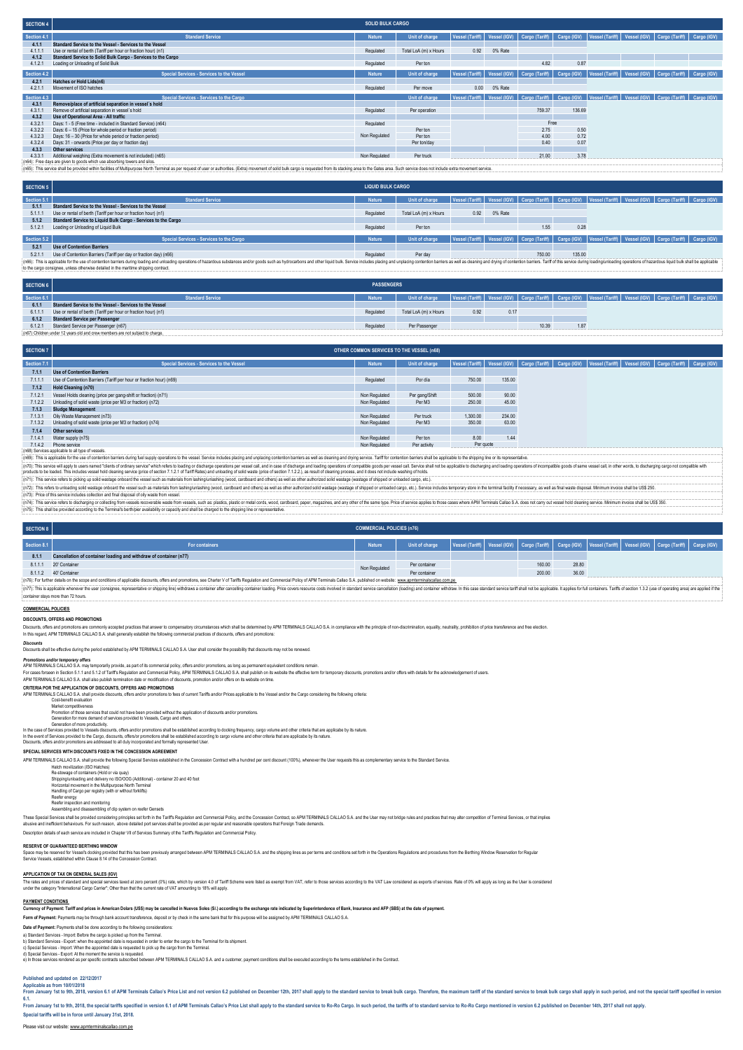| SECTION 4 | SOLID BULK CARGO | | | | | | | | | | |
|---|---|---|---|---|---|---|---|---|---|---|---|
| Section 4.1 | Standard Service | Nature | Unit of charge | Vessel (Tariff) | Vessel (IGV) | Cargo (Tariff) | Cargo (IGV) | Vessel (Tariff) | Vessel (IGV) | Cargo (Tariff) | Cargo (IGV) |
| 4.1.1 | Standard Service to the Vessel - Services to the Vessel | | | | | | | | | | |
| 4.1.1.1 | Use or rental of berth (Tariff per hour or fraction hour) (n1) | Regulated | Total LoA (m) x Hours | 0.92 | 0% Rate | | | | | | |
| 4.1.2 | Standard Service to Solid Bulk Cargo - Services to the Cargo | | | | | | | | | | |
| 4.1.2.1 | Loading or Unloading of Solid Bulk | Regulated | Per ton | | | 4.82 | 0.87 | | | | |
| Section 4.2 | Special Services - Services to the Vessel | Nature | Unit of charge | Vessel (Tariff) | Vessel (IGV) | Cargo (Tariff) | Cargo (IGV) | Vessel (Tariff) | Vessel (IGV) | Cargo (Tariff) | Cargo (IGV) |
| 4.2.1 | Hatches or Hold Lids(n6) | | | | | | | | | | |
| 4.2.1.1 | Movement of ISO hatches | Regulated | Per move | 0.00 | 0% Rate | | | | | | |
| Section 4.3 | Special Services - Services to the Cargo | | Unit of charge | Vessel (Tariff) | Vessel (IGV) | Cargo (Tariff) | Cargo (IGV) | Vessel (Tariff) | Vessel (IGV) | Cargo (Tariff) | Cargo (IGV) |
| 4.3.1 | Remove/place of artificial separation in vessel´s hold | | | | | | | | | | |
| 4.3.1.1 | Remove of artificial separation in vessel´s hold | Regulated | Per operation | | | 759.37 | 136.69 | | | | |
| 4.3.2 | Use of Operational Area - All traffic | | | | | | | | | | |
| 4.3.2.1 | Days: 1 - 5 (Free time - included in Standard Service) (n64) | Regulated | | | | Free | | | | | |
| 4.3.2.2 | Days: 6 – 15 (Price for whole period or fraction period) | Non Regulated | Per ton | | | 2.75 | 0.50 | | | | |
| 4.3.2.3 | Days: 16 – 30 (Price for whole period or fraction period) | | Per ton | | | 4.00 | 0.72 | | | | |
| 4.3.2.4 | Days: 31 - onwards (Price per day or fraction day) | | Per ton/day | | | 0.40 | 0.07 | | | | |
| 4.3.3 | Other services | | | | | | | | | | |
| 4.3.3.1 | Additional weighing (Extra movement is not included) (n65) | Non Regulated | Per truck | | | 21.00 | 3.78 | | | | |

(n64): Free days are given to goods which use absorbing towers and silos.

(n65): This service shall be provided within facilities of Multipurpose North Terminal as per request of user or authorities. (Extra) movement of solid bulk cargo is requested from its stacking area to the Gates area. Such service does not include extra movement service.

| SECTION 5 | LIQUID BULK CARGO | | | | | | | | | | |
|---|---|---|---|---|---|---|---|---|---|---|---|
| Section 5.1 | Standard Service | Nature | Unit of charge | Vessel (Tariff) | Vessel (IGV) | Cargo (Tariff) | Cargo (IGV) | Vessel (Tariff) | Vessel (IGV) | Cargo (Tariff) | Cargo (IGV) |
| 5.1.1 | Standard Service to the Vessel - Services to the Vessel | | | | | | | | | | |
| 5.1.1.1 | Use or rental of berth (Tariff per hour or fraction hour) (n1) | Regulated | Total LoA (m) x Hours | 0.92 | 0% Rate | | | | | | |
| 5.1.2 | Standard Service to Liquid Bulk Cargo - Services to the Cargo | | | | | | | | | | |
| 5.1.2.1 | Loading or Unloading of Liquid Bulk | Regulated | Per ton | | | 1.55 | 0.28 | | | | |
| Section 5.2 | Special Services - Services to the Cargo | Nature | Unit of charge | Vessel (Tariff) | Vessel (IGV) | Cargo (Tariff) | Cargo (IGV) | Vessel (Tariff) | Vessel (IGV) | Cargo (Tariff) | Cargo (IGV) |
| 5.2.1 | Use of Contention Barriers | | | | | | | | | | |
| 5.2.1.1 | Use of Contention Barriers (Tariff per day or fraction day) (n66) | Regulated | Per day | | | 750.00 | 135.00 | | | | |

(n66): This is applicable for the use of contention barriers during loading and unloading operations of hazardous substances and/or goods such as hydrocarbons and other liquid bulk. Service includes placing and unplacing contention barriers as well as cleaning and drying of contention barriers. Tariff of this service during loading/unloading operations of hazardous liquid bulk shall be applicable to the cargo consignee, unless otherwise detailed in the maritime shipping contract.

| SECTION 6 | PASSENGERS | | | | | | | | | | |
|---|---|---|---|---|---|---|---|---|---|---|---|
| Section 6.1 | Standard Service | Nature | Unit of charge | Vessel (Tariff) | Vessel (IGV) | Cargo (Tariff) | Cargo (IGV) | Vessel (Tariff) | Vessel (IGV) | Cargo (Tariff) | Cargo (IGV) |
| 6.1.1 | Standard Service to the Vessel - Services to the Vessel | | | | | | | | | | |
| 6.1.1.1 | Use or rental of berth (Tariff per hour or fraction hour) (n1) | Regulated | Total LoA (m) x Hours | 0.92 | 0.17 | | | | | | |
| 6.1.2 | Standard Service per Passenger | | | | | | | | | | |
| 6.1.2.1 | Standard Service per Passenger (n67) | Regulated | Per Passenger | | | 10.39 | 1.87 | | | | |

(n67) Children under 12 years old and crew members are not subject to charge.

| SECTION 7 | OTHER COMMON SERVICES TO THE VESSEL (n68) | | | | | | | | | | |
|---|---|---|---|---|---|---|---|---|---|---|---|
| Section 7.1 | Special Services - Services to the Vessel | Nature | Unit of charge | Vessel (Tariff) | Vessel (IGV) | Cargo (Tariff) | Cargo (IGV) | Vessel (Tariff) | Vessel (IGV) | Cargo (Tariff) | Cargo (IGV) |
| 7.1.1 | Use of Contention Barriers | | | | | | | | | | |
| 7.1.1.1 | Use of Contention Barriers (Tariff per hour or fraction hour) (n69) | Regulated | Por día | 750.00 | 135.00 | | | | | | |
| 7.1.2 | Hold Cleaning (n70) | | | | | | | | | | |
| 7.1.2.1 | Vessel Holds cleaning (price per gang-shift or fraction) (n71) | Non Regulated | Per gang/Shift | 500.00 | 90.00 | | | | | | |
| 7.1.2.2 | Unloading of solid waste (price per M3 or fraction) (n72) | Non Regulated | Per M3 | 250.00 | 45.00 | | | | | | |
| 7.1.3 | Sludge Management | | | | | | | | | | |
| 7.1.3.1 | Oily Waste Management (n73) | Non Regulated | Per truck | 1,300.00 | 234.00 | | | | | | |
| 7.1.3.2 | Unloading of solid waste (price per M3 or fraction) (n74) | Non Regulated | Per M3 | 350.00 | 63.00 | | | | | | |
| 7.1.4 | Other services | | | | | | | | | | |
| 7.1.4.1 | Water supply (n75) | Non Regulated | Per ton | 8.00 | 1.44 | | | | | | |
| 7.1.4.2 | Phone service | Non Regulated | Per activity | Per quote | | | | | | | |

(n68) Services applicable to all type of vessels.

(n69): This is applicable for the use of contention barriers during fuel supply operations to the vessel. Service includes placing and unplacing contention barriers as well as cleaning and drying service. Tariff for contention barriers shall be applicable to the shipping line or its representative.

(n70): This service will apply to users named "clients of ordinary service" which refers to loading or discharge operations per vessel call, and in case of discharge and loading operations of compatible goods per vessel call. Service shall not be applicable to discharging and loading operations of incompatible goods of same vessel call, in other words, to discharging cargo not compatible with products to be loaded. This includes vessel hold cleaning service (price of section 7.1.2.1 of Tariff Rates) and unloading of solid waste (price of section 7.1.2.2.), as result of cleaning process, and it does not include washing of holds.

(n71): This service refers to picking up solid wastage onboard the vessel such as materials from lashing/unlashing (wood, cardboard and others) as well as other authorized solid wastage (wastage of shipped or unloaded cargo, etc.).

(n72): This refers to unloading solid wastage onboard the vessel such as materials from lashing/unlashing (wood, cardboard and others) as well as other authorized solid wastage (wastage of shipped or unloaded cargo, etc.). Service includes temporary store in the terminal facility if necessary, as well as final waste disposal. Minimum invoice shall be US$ 250.

(n73): Price of this service includes collection and final disposal of oily waste from vessel.

(n74): This service refers to discharging or collecting from vessels recoverable waste from vessels, such as: plastics, plastic or metal cords, wood, cardboard, paper, magazines, and any other of the same type. Price of service applies to those cases where APM Terminals Callao S.A. does not carry out vessel hold cleaning service. Minimum invoice shall be US$ 350.

(n75): This shall be provided according to the Terminal's berth/pier availability or capacity and shall be charged to the shipping line or representative.

| SECTION 8 | COMMERCIAL POLICIES (n76) | | | | | | | | | | |
|---|---|---|---|---|---|---|---|---|---|---|---|
| Section 8.1 | For containers | Nature | Unit of charge | Vessel (Tariff) | Vessel (IGV) | Cargo (Tariff) | Cargo (IGV) | Vessel (Tariff) | Vessel (IGV) | Cargo (Tariff) | Cargo (IGV) |
| 8.1.1 | Cancellation of container loading and withdraw of container (n77) | | | | | | | | | | |
| 8.1.1.1 | 20' Container | Non Regulated | Per container | | | 160.00 | 28.80 | | | | |
| 8.1.1.2 | 40' Container | | Per container | | | 200.00 | 36.00 | | | | |

(n76): For further details on the scope and conditions of applicable discounts, offers and promotions, see Charter V of Tariffs Regulation and Commercial Policy of APM Terminals Callao S.A. published on website: www.apmterminalscallao.com.pe

(n77): This is applicable whenever the user (consignee, representative or shipping line) withdraws a container after cancelling container loading. Price covers resource costs involved in standard service cancellation (loading) and container withdraw. In this case standard service tariff shall not be applicable. It applies for full containers. Tariffs of section 1.3.2 (use of operating area) are applied if the container stays more than 72 hours.

## COMMERCIAL POLICIES

**DISCOUNTS, OFFERS AND PROMOTIONS**

Discounts, offers and promotions are commonly accepted practices that answer to compensatory circumstances which shall be determined by APM TERMINALS CALLAO S.A. in compliance with the principle of non-discrimination, equality, neutrality, prohibition of price transference and free election.
In this regard, APM TERMINALS CALLAO S.A. shall generally establish the following commercial practices of discounts, offers and promotions:

***Discounts***

Discounts shall be effective during the period established by APM TERMINALS CALLAO S.A. User shall consider the possibility that discounts may not be renewed.

***Promotions and/or temporary offers***

APM TERMINALS CALLAO S.A. may temporarily provide, as part of its commercial policy, offers and/or promotions, as long as permanent equivalent conditions remain.
For cases foreseen in Section 5.1.1 and 5.1.2 of Tariff's Regulation and Commercial Policy, APM TERMINALS CALLAO S.A. shall publish on its website the effective term for temporary discounts, promotions and/or offers with details for the acknowledgement of users.
APM TERMINALS CALLAO S.A. shall also publish termination date or modification of discounts, promotion and/or offers on its website on time.

**CRITERIA FOR THE APPLICATION OF DISCOUNTS, OFFERS AND PROMOTIONS**

APM TERMINALS CALLAO S.A. shall provide discounts, offers and/or promotions to fees of current Tariffs and/or Prices applicable to the Vessel and/or the Cargo considering the following criteria:

- Cost-benefit evaluation
- Market competitiveness
- Promotion of those services that could not have been provided without the application of discounts and/or promotions.
- Generation for more demand of services provided to Vessels, Cargo and others.
- Generation of more productivity.

In the case of Services provided to Vessels discounts, offers and/or promotions shall be established according to docking frequency, cargo volume and other criteria that are applicable by its nature.
In the event of Services provided to the Cargo, discounts, offers/or promotions shall be established according to cargo volume and other criteria that are applicable by its nature.
Discounts, offers and/or promotions are addressed to all duly incorporated and formally represented User.

**SPECIAL SERVICES WITH DISCOUNTS FIXED IN THE CONCESSION AGREEMENT**

APM TERMINALS CALLAO S.A. shall provide the following Special Services established in the Concession Contract with a hundred per cent discount (100%), whenever the User requests this as complementary service to the Standard Service.

- Hatch movilization (ISO Hatches)
- Re-stowage of containers (Hold or via quay)
- Shipping/unloading and delivery no ISO/OOG (Additional) - container 20 and 40 foot
- Horizontal movement in the Multipurpose North Terminal
- Handling of Cargo per registry (with or without forklifts)
- Reefer energy
- Reefer inspection and monitoring
- Assembling and disassembling of clip system on reefer Gensets

These Special Services shall be provided considering principles set forth in the Tariff's Regulation and Commercial Policy, and the Concession Contract, so APM TERMINALS CALLAO S.A. and the User may not bridge rules and practices that may alter competition of Terminal Services, or that implies abusive and inefficient behaviours. For such reason, above detailed port services shall be provided as per regular and reasonable operations that Foreign Trade demands.

Description details of each service are included in Chapter VII of Services Summary of the Tariff's Regulation and Commercial Policy.

**RESERVE OF GUARANTEED BERTHING WINDOW**

Space may be reserved for Vessel's docking provided that this has been previously arranged between APM TERMINALS CALLAO S.A. and the shipping lines as per terms and conditions set forth in the Operations Regulations and procedures from the Berthing Window Reservation for Regular Service Vessels, established within Clause 8.14 of the Concession Contract.

**APPLICATION OF TAX ON GENERAL SALES (IGV)**

The rates and prices of standard and special services taxed at zero percent (0%) rate, which by version 4.0 of Tariff Scheme were listed as exempt from VAT, refer to those services according to the VAT Law considered as exports of services. Rate of 0% will apply as long as the User is considered under the category "International Cargo Carrier". Other than that the current rate of VAT amounting to 18% will apply.

**PAYMENT CONDITIONS**

**Currency of Payment: Tariff and prices in American Dolars (US$) may be cancelled in Nuevos Soles (S/.) according to the exchange rate indicated by Superintendence of Bank, Insurance and AFP (SBS) at the date of payment.**

**Form of Payment:** Payments may be through bank account transference, deposit or by check in the same bank that for this purpose will be assigned by APM TERMINALS CALLAO S.A.

**Date of Payment:** Payments shall be done according to the following considerations:

a) Standard Services - Import: Before the cargo is picked up from the Terminal.
b) Standard Services - Export: when the appointed date is requested in order to enter the cargo to the Terminal for its shipment.
c) Special Services - Import: When the appointed date is requested to pick up the cargo from the Terminal.
d) Special Services - Export: At the moment the service is requested.
e) In those services rendered as per specific contracts subscribed between APM TERMINALS CALLAO S.A. and a customer, payment conditions shall be executed according to the terms established in the Contract.

**Published and updated on 22/12/2017**

**Applicable as from 10/01/2018**

**From January 1st to 9th, 2018, version 6.1 of APM Terminals Callao's Price List and not version 6.2 published on December 12th, 2017 shall apply to the standard service to break bulk cargo. Therefore, the maximum tariff of the standard service to break bulk cargo shall apply in such period, and not the special tariff specified in version 6.1.**

**From January 1st to 9th, 2018, the special tariffs specified in version 6.1 of APM Terminals Callao's Price List shall apply to the standard service to Ro-Ro Cargo. In such period, the tariffs of to standard service to Ro-Ro Cargo mentioned in version 6.2 published on December 14th, 2017 shall not apply.**

**Special tariffs will be in force until January 31st, 2018.**

Please visit our website: www.apmterminalscallao.com.pe